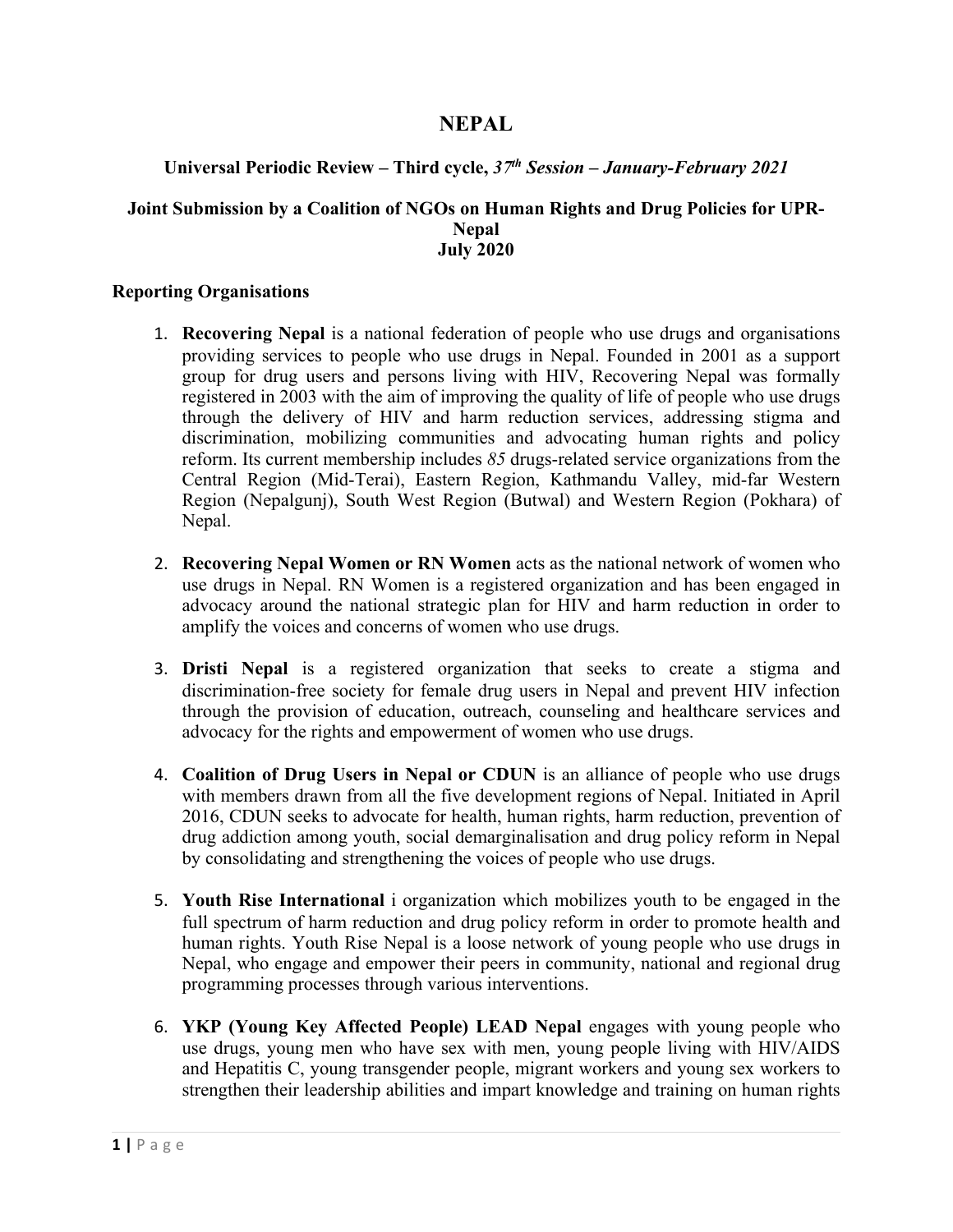# NEPAL

**Universal Periodic Review – Third cycle, *37th Session – January-February 2021***

**Joint Submission by a Coalition of NGOs on Human Rights and Drug Policies for UPR-Nepal**
**July 2020**

## Reporting Organisations

1. **Recovering Nepal** is a national federation of people who use drugs and organisations providing services to people who use drugs in Nepal. Founded in 2001 as a support group for drug users and persons living with HIV, Recovering Nepal was formally registered in 2003 with the aim of improving the quality of life of people who use drugs through the delivery of HIV and harm reduction services, addressing stigma and discrimination, mobilizing communities and advocating human rights and policy reform. Its current membership includes *85* drugs-related service organizations from the Central Region (Mid-Terai), Eastern Region, Kathmandu Valley, mid-far Western Region (Nepalgunj), South West Region (Butwal) and Western Region (Pokhara) of Nepal.

2. **Recovering Nepal Women or RN Women** acts as the national network of women who use drugs in Nepal. RN Women is a registered organization and has been engaged in advocacy around the national strategic plan for HIV and harm reduction in order to amplify the voices and concerns of women who use drugs.

3. **Dristi Nepal** is a registered organization that seeks to create a stigma and discrimination-free society for female drug users in Nepal and prevent HIV infection through the provision of education, outreach, counseling and healthcare services and advocacy for the rights and empowerment of women who use drugs.

4. **Coalition of Drug Users in Nepal or CDUN** is an alliance of people who use drugs with members drawn from all the five development regions of Nepal. Initiated in April 2016, CDUN seeks to advocate for health, human rights, harm reduction, prevention of drug addiction among youth, social demarginalisation and drug policy reform in Nepal by consolidating and strengthening the voices of people who use drugs.

5. **Youth Rise International** i organization which mobilizes youth to be engaged in the full spectrum of harm reduction and drug policy reform in order to promote health and human rights. Youth Rise Nepal is a loose network of young people who use drugs in Nepal, who engage and empower their peers in community, national and regional drug programming processes through various interventions.

6. **YKP (Young Key Affected People) LEAD Nepal** engages with young people who use drugs, young men who have sex with men, young people living with HIV/AIDS and Hepatitis C, young transgender people, migrant workers and young sex workers to strengthen their leadership abilities and impart knowledge and training on human rights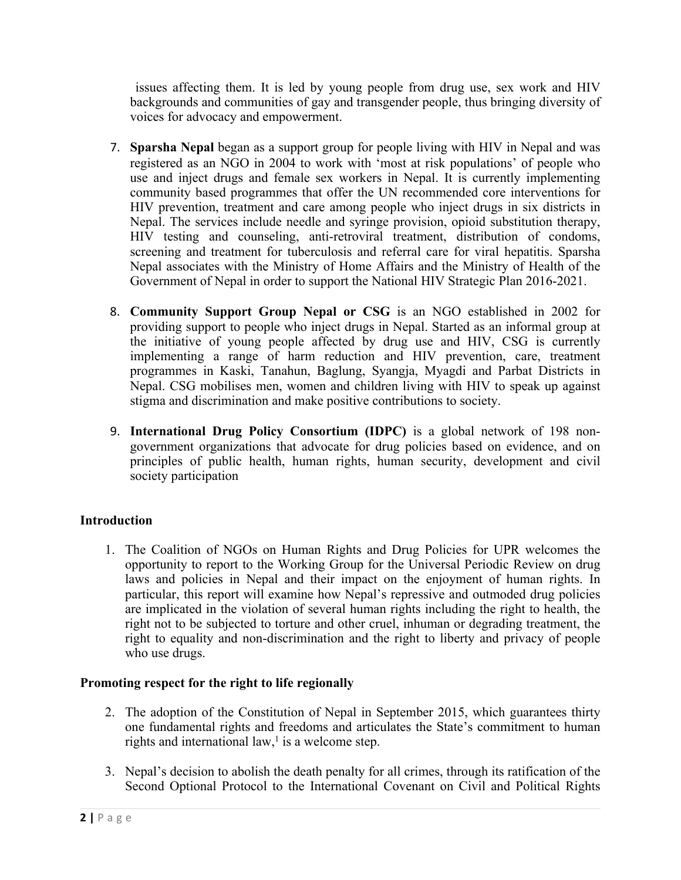issues affecting them. It is led by young people from drug use, sex work and HIV backgrounds and communities of gay and transgender people, thus bringing diversity of voices for advocacy and empowerment.

7. **Sparsha Nepal** began as a support group for people living with HIV in Nepal and was registered as an NGO in 2004 to work with 'most at risk populations' of people who use and inject drugs and female sex workers in Nepal. It is currently implementing community based programmes that offer the UN recommended core interventions for HIV prevention, treatment and care among people who inject drugs in six districts in Nepal. The services include needle and syringe provision, opioid substitution therapy, HIV testing and counseling, anti-retroviral treatment, distribution of condoms, screening and treatment for tuberculosis and referral care for viral hepatitis. Sparsha Nepal associates with the Ministry of Home Affairs and the Ministry of Health of the Government of Nepal in order to support the National HIV Strategic Plan 2016-2021.

8. **Community Support Group Nepal or CSG** is an NGO established in 2002 for providing support to people who inject drugs in Nepal. Started as an informal group at the initiative of young people affected by drug use and HIV, CSG is currently implementing a range of harm reduction and HIV prevention, care, treatment programmes in Kaski, Tanahun, Baglung, Syangja, Myagdi and Parbat Districts in Nepal. CSG mobilises men, women and children living with HIV to speak up against stigma and discrimination and make positive contributions to society.

9. **International Drug Policy Consortium (IDPC)** is a global network of 198 non-government organizations that advocate for drug policies based on evidence, and on principles of public health, human rights, human security, development and civil society participation

## Introduction

1. The Coalition of NGOs on Human Rights and Drug Policies for UPR welcomes the opportunity to report to the Working Group for the Universal Periodic Review on drug laws and policies in Nepal and their impact on the enjoyment of human rights. In particular, this report will examine how Nepal's repressive and outmoded drug policies are implicated in the violation of several human rights including the right to health, the right not to be subjected to torture and other cruel, inhuman or degrading treatment, the right to equality and non-discrimination and the right to liberty and privacy of people who use drugs.

## Promoting respect for the right to life regionally

2. The adoption of the Constitution of Nepal in September 2015, which guarantees thirty one fundamental rights and freedoms and articulates the State's commitment to human rights and international law,[1] is a welcome step.

3. Nepal's decision to abolish the death penalty for all crimes, through its ratification of the Second Optional Protocol to the International Covenant on Civil and Political Rights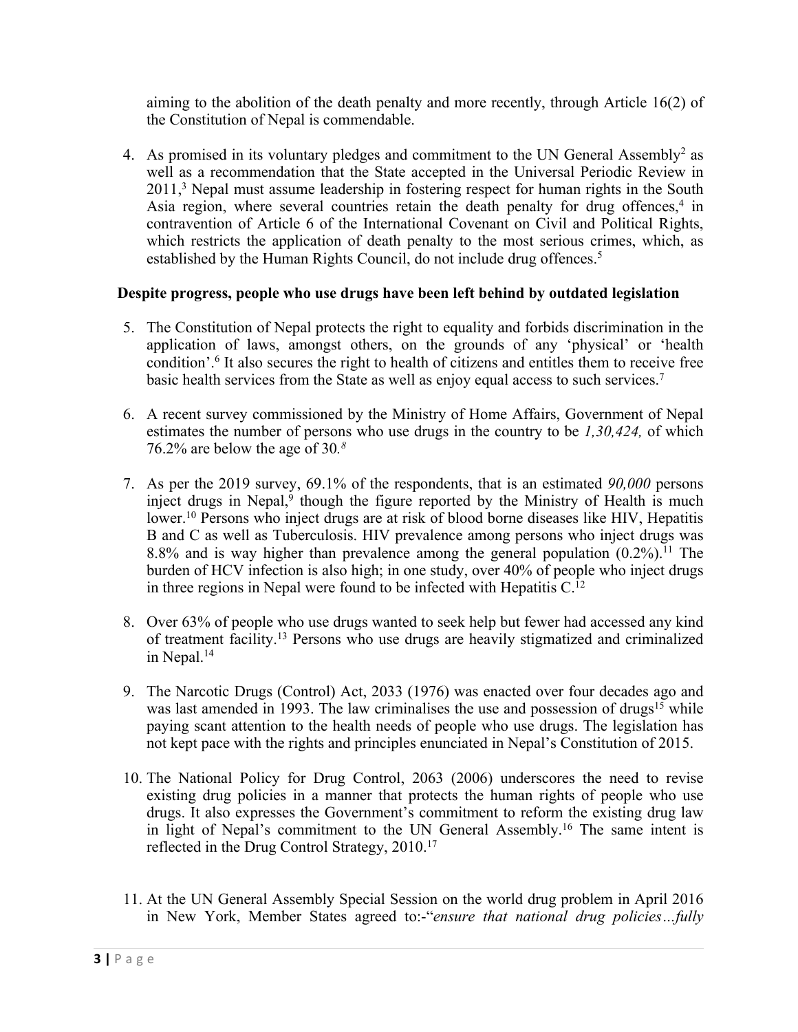aiming to the abolition of the death penalty and more recently, through Article 16(2) of the Constitution of Nepal is commendable.

4. As promised in its voluntary pledges and commitment to the UN General Assembly[2] as well as a recommendation that the State accepted in the Universal Periodic Review in 2011,[3] Nepal must assume leadership in fostering respect for human rights in the South Asia region, where several countries retain the death penalty for drug offences,[4] in contravention of Article 6 of the International Covenant on Civil and Political Rights, which restricts the application of death penalty to the most serious crimes, which, as established by the Human Rights Council, do not include drug offences.[5]

**Despite progress, people who use drugs have been left behind by outdated legislation**

5. The Constitution of Nepal protects the right to equality and forbids discrimination in the application of laws, amongst others, on the grounds of any 'physical' or 'health condition'.[6] It also secures the right to health of citizens and entitles them to receive free basic health services from the State as well as enjoy equal access to such services.[7]

6. A recent survey commissioned by the Ministry of Home Affairs, Government of Nepal estimates the number of persons who use drugs in the country to be *1,30,424,* of which 76.2% are below the age of 30.[8]

7. As per the 2019 survey, 69.1% of the respondents, that is an estimated *90,000* persons inject drugs in Nepal,[9] though the figure reported by the Ministry of Health is much lower.[10] Persons who inject drugs are at risk of blood borne diseases like HIV, Hepatitis B and C as well as Tuberculosis. HIV prevalence among persons who inject drugs was 8.8% and is way higher than prevalence among the general population (0.2%).[11] The burden of HCV infection is also high; in one study, over 40% of people who inject drugs in three regions in Nepal were found to be infected with Hepatitis C.[12]

8. Over 63% of people who use drugs wanted to seek help but fewer had accessed any kind of treatment facility.[13] Persons who use drugs are heavily stigmatized and criminalized in Nepal.[14]

9. The Narcotic Drugs (Control) Act, 2033 (1976) was enacted over four decades ago and was last amended in 1993. The law criminalises the use and possession of drugs[15] while paying scant attention to the health needs of people who use drugs. The legislation has not kept pace with the rights and principles enunciated in Nepal's Constitution of 2015.

10. The National Policy for Drug Control, 2063 (2006) underscores the need to revise existing drug policies in a manner that protects the human rights of people who use drugs. It also expresses the Government's commitment to reform the existing drug law in light of Nepal's commitment to the UN General Assembly.[16] The same intent is reflected in the Drug Control Strategy, 2010.[17]

11. At the UN General Assembly Special Session on the world drug problem in April 2016 in New York, Member States agreed to:-"*ensure that national drug policies…fully*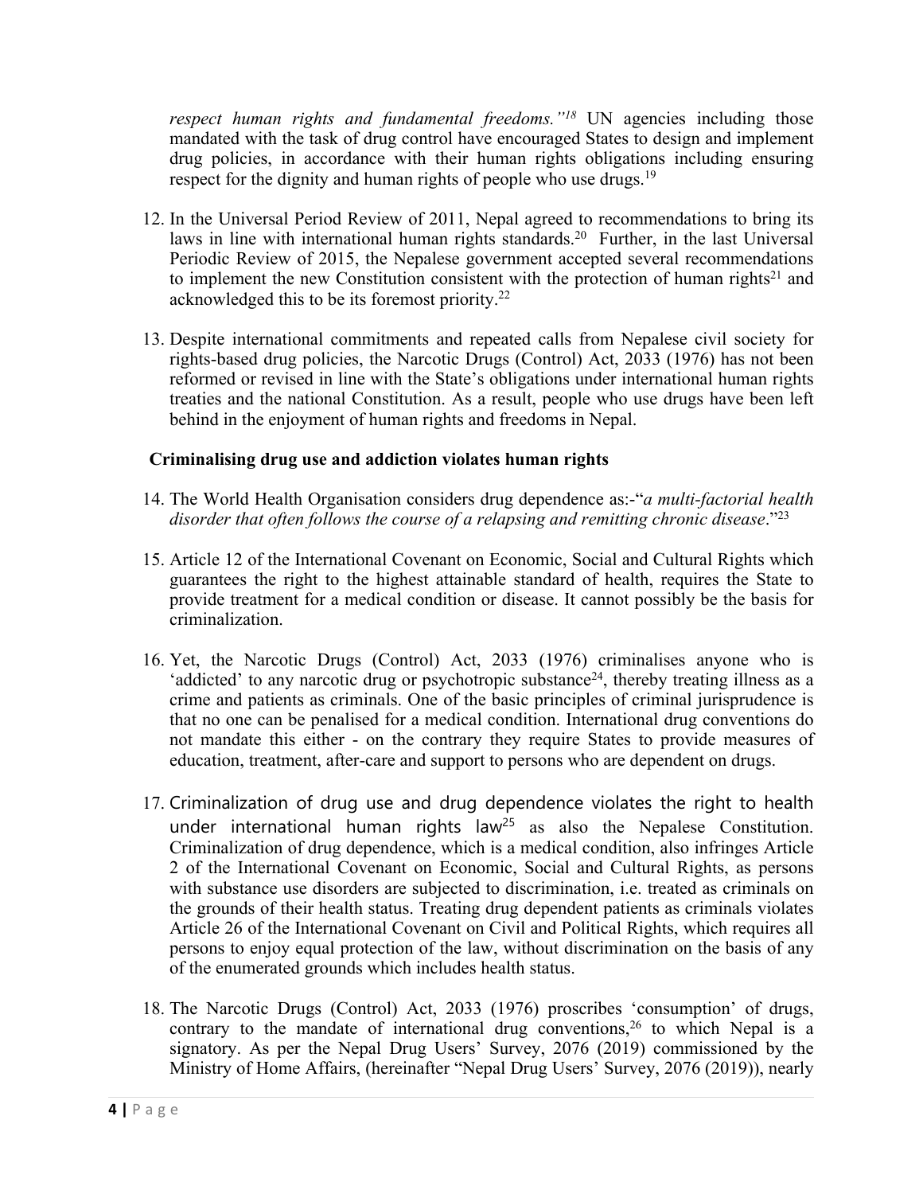*respect human rights and fundamental freedoms."[18]* UN agencies including those mandated with the task of drug control have encouraged States to design and implement drug policies, in accordance with their human rights obligations including ensuring respect for the dignity and human rights of people who use drugs.[19]

12. In the Universal Period Review of 2011, Nepal agreed to recommendations to bring its laws in line with international human rights standards.[20] Further, in the last Universal Periodic Review of 2015, the Nepalese government accepted several recommendations to implement the new Constitution consistent with the protection of human rights[21] and acknowledged this to be its foremost priority.[22]

13. Despite international commitments and repeated calls from Nepalese civil society for rights-based drug policies, the Narcotic Drugs (Control) Act, 2033 (1976) has not been reformed or revised in line with the State's obligations under international human rights treaties and the national Constitution. As a result, people who use drugs have been left behind in the enjoyment of human rights and freedoms in Nepal.

**Criminalising drug use and addiction violates human rights**

14. The World Health Organisation considers drug dependence as:-"*a multi-factorial health disorder that often follows the course of a relapsing and remitting chronic disease*."[23]

15. Article 12 of the International Covenant on Economic, Social and Cultural Rights which guarantees the right to the highest attainable standard of health, requires the State to provide treatment for a medical condition or disease. It cannot possibly be the basis for criminalization.

16. Yet, the Narcotic Drugs (Control) Act, 2033 (1976) criminalises anyone who is 'addicted' to any narcotic drug or psychotropic substance[24], thereby treating illness as a crime and patients as criminals. One of the basic principles of criminal jurisprudence is that no one can be penalised for a medical condition. International drug conventions do not mandate this either - on the contrary they require States to provide measures of education, treatment, after-care and support to persons who are dependent on drugs.

17. Criminalization of drug use and drug dependence violates the right to health under international human rights law[25] as also the Nepalese Constitution. Criminalization of drug dependence, which is a medical condition, also infringes Article 2 of the International Covenant on Economic, Social and Cultural Rights, as persons with substance use disorders are subjected to discrimination, i.e. treated as criminals on the grounds of their health status. Treating drug dependent patients as criminals violates Article 26 of the International Covenant on Civil and Political Rights, which requires all persons to enjoy equal protection of the law, without discrimination on the basis of any of the enumerated grounds which includes health status.

18. The Narcotic Drugs (Control) Act, 2033 (1976) proscribes 'consumption' of drugs, contrary to the mandate of international drug conventions,[26] to which Nepal is a signatory. As per the Nepal Drug Users' Survey, 2076 (2019) commissioned by the Ministry of Home Affairs, (hereinafter "Nepal Drug Users' Survey, 2076 (2019)), nearly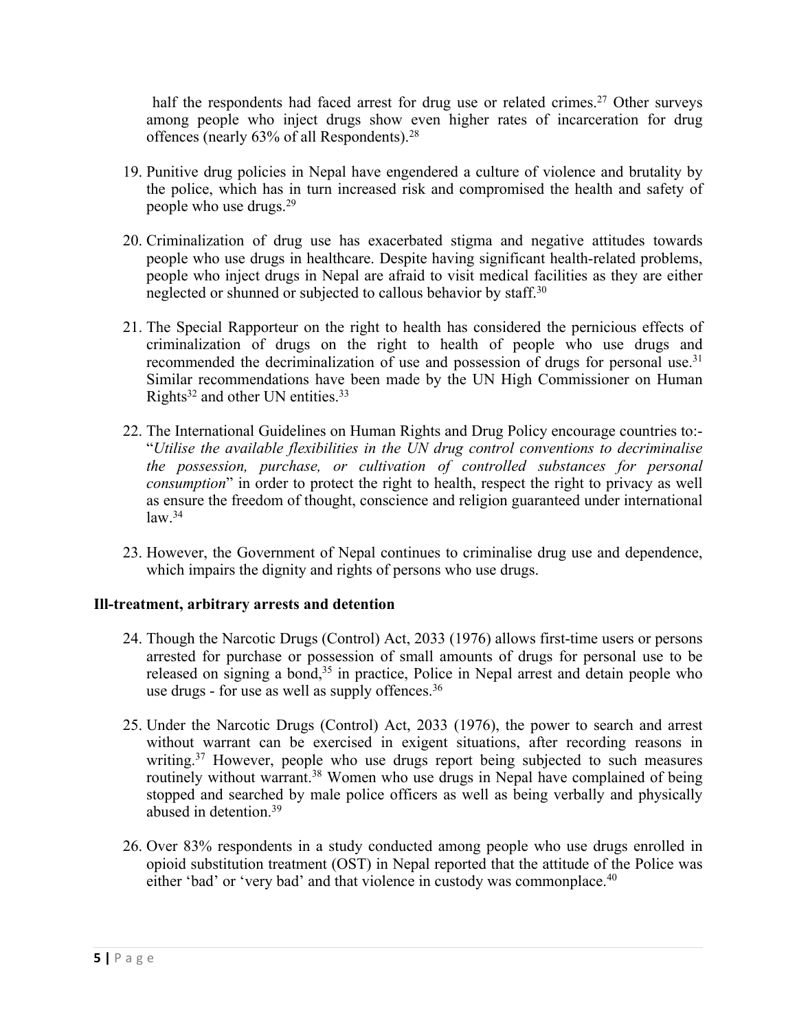half the respondents had faced arrest for drug use or related crimes.[27] Other surveys among people who inject drugs show even higher rates of incarceration for drug offences (nearly 63% of all Respondents).[28]

19. Punitive drug policies in Nepal have engendered a culture of violence and brutality by the police, which has in turn increased risk and compromised the health and safety of people who use drugs.[29]

20. Criminalization of drug use has exacerbated stigma and negative attitudes towards people who use drugs in healthcare. Despite having significant health-related problems, people who inject drugs in Nepal are afraid to visit medical facilities as they are either neglected or shunned or subjected to callous behavior by staff.[30]

21. The Special Rapporteur on the right to health has considered the pernicious effects of criminalization of drugs on the right to health of people who use drugs and recommended the decriminalization of use and possession of drugs for personal use.[31] Similar recommendations have been made by the UN High Commissioner on Human Rights[32] and other UN entities.[33]

22. The International Guidelines on Human Rights and Drug Policy encourage countries to:- "*Utilise the available flexibilities in the UN drug control conventions to decriminalise the possession, purchase, or cultivation of controlled substances for personal consumption*" in order to protect the right to health, respect the right to privacy as well as ensure the freedom of thought, conscience and religion guaranteed under international law.[34]

23. However, the Government of Nepal continues to criminalise drug use and dependence, which impairs the dignity and rights of persons who use drugs.

### Ill-treatment, arbitrary arrests and detention

24. Though the Narcotic Drugs (Control) Act, 2033 (1976) allows first-time users or persons arrested for purchase or possession of small amounts of drugs for personal use to be released on signing a bond,[35] in practice, Police in Nepal arrest and detain people who use drugs - for use as well as supply offences.[36]

25. Under the Narcotic Drugs (Control) Act, 2033 (1976), the power to search and arrest without warrant can be exercised in exigent situations, after recording reasons in writing.[37] However, people who use drugs report being subjected to such measures routinely without warrant.[38] Women who use drugs in Nepal have complained of being stopped and searched by male police officers as well as being verbally and physically abused in detention.[39]

26. Over 83% respondents in a study conducted among people who use drugs enrolled in opioid substitution treatment (OST) in Nepal reported that the attitude of the Police was either 'bad' or 'very bad' and that violence in custody was commonplace.[40]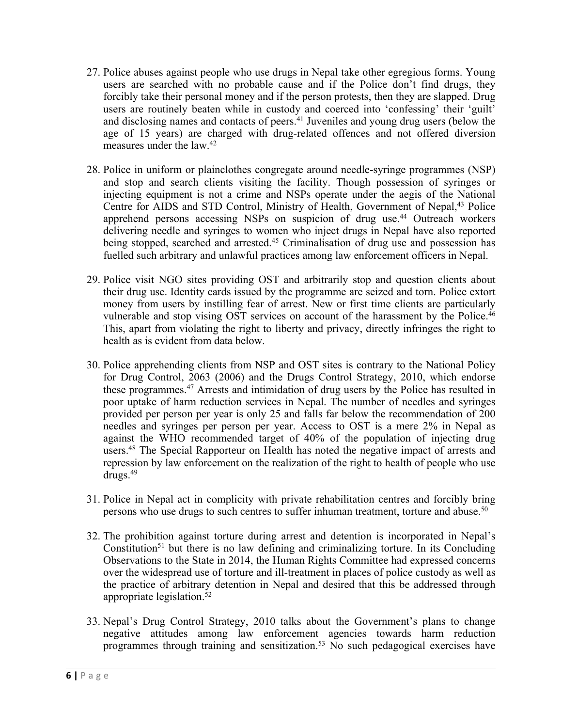27. Police abuses against people who use drugs in Nepal take other egregious forms. Young users are searched with no probable cause and if the Police don't find drugs, they forcibly take their personal money and if the person protests, then they are slapped. Drug users are routinely beaten while in custody and coerced into 'confessing' their 'guilt' and disclosing names and contacts of peers.[41] Juveniles and young drug users (below the age of 15 years) are charged with drug-related offences and not offered diversion measures under the law.[42]

28. Police in uniform or plainclothes congregate around needle-syringe programmes (NSP) and stop and search clients visiting the facility. Though possession of syringes or injecting equipment is not a crime and NSPs operate under the aegis of the National Centre for AIDS and STD Control, Ministry of Health, Government of Nepal,[43] Police apprehend persons accessing NSPs on suspicion of drug use.[44] Outreach workers delivering needle and syringes to women who inject drugs in Nepal have also reported being stopped, searched and arrested.[45] Criminalisation of drug use and possession has fuelled such arbitrary and unlawful practices among law enforcement officers in Nepal.

29. Police visit NGO sites providing OST and arbitrarily stop and question clients about their drug use. Identity cards issued by the programme are seized and torn. Police extort money from users by instilling fear of arrest. New or first time clients are particularly vulnerable and stop vising OST services on account of the harassment by the Police.[46] This, apart from violating the right to liberty and privacy, directly infringes the right to health as is evident from data below.

30. Police apprehending clients from NSP and OST sites is contrary to the National Policy for Drug Control, 2063 (2006) and the Drugs Control Strategy, 2010, which endorse these programmes.[47] Arrests and intimidation of drug users by the Police has resulted in poor uptake of harm reduction services in Nepal. The number of needles and syringes provided per person per year is only 25 and falls far below the recommendation of 200 needles and syringes per person per year. Access to OST is a mere 2% in Nepal as against the WHO recommended target of 40% of the population of injecting drug users.[48] The Special Rapporteur on Health has noted the negative impact of arrests and repression by law enforcement on the realization of the right to health of people who use drugs.[49]

31. Police in Nepal act in complicity with private rehabilitation centres and forcibly bring persons who use drugs to such centres to suffer inhuman treatment, torture and abuse.[50]

32. The prohibition against torture during arrest and detention is incorporated in Nepal's Constitution[51] but there is no law defining and criminalizing torture. In its Concluding Observations to the State in 2014, the Human Rights Committee had expressed concerns over the widespread use of torture and ill-treatment in places of police custody as well as the practice of arbitrary detention in Nepal and desired that this be addressed through appropriate legislation.[52]

33. Nepal's Drug Control Strategy, 2010 talks about the Government's plans to change negative attitudes among law enforcement agencies towards harm reduction programmes through training and sensitization.[53] No such pedagogical exercises have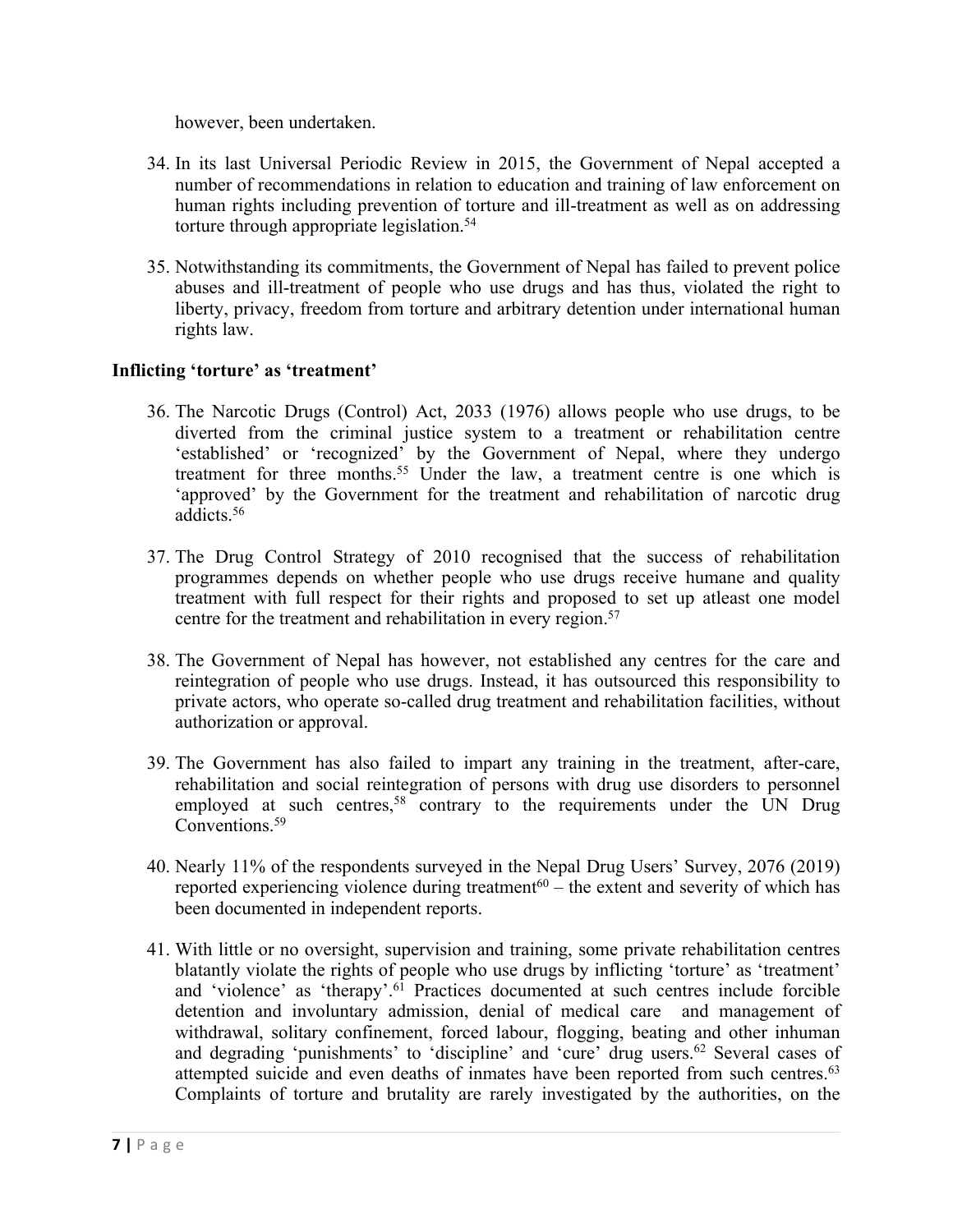however, been undertaken.

34. In its last Universal Periodic Review in 2015, the Government of Nepal accepted a number of recommendations in relation to education and training of law enforcement on human rights including prevention of torture and ill-treatment as well as on addressing torture through appropriate legislation.[54]

35. Notwithstanding its commitments, the Government of Nepal has failed to prevent police abuses and ill-treatment of people who use drugs and has thus, violated the right to liberty, privacy, freedom from torture and arbitrary detention under international human rights law.

**Inflicting 'torture' as 'treatment'**

36. The Narcotic Drugs (Control) Act, 2033 (1976) allows people who use drugs, to be diverted from the criminal justice system to a treatment or rehabilitation centre 'established' or 'recognized' by the Government of Nepal, where they undergo treatment for three months.[55] Under the law, a treatment centre is one which is 'approved' by the Government for the treatment and rehabilitation of narcotic drug addicts.[56]

37. The Drug Control Strategy of 2010 recognised that the success of rehabilitation programmes depends on whether people who use drugs receive humane and quality treatment with full respect for their rights and proposed to set up atleast one model centre for the treatment and rehabilitation in every region.[57]

38. The Government of Nepal has however, not established any centres for the care and reintegration of people who use drugs. Instead, it has outsourced this responsibility to private actors, who operate so-called drug treatment and rehabilitation facilities, without authorization or approval.

39. The Government has also failed to impart any training in the treatment, after-care, rehabilitation and social reintegration of persons with drug use disorders to personnel employed at such centres,[58] contrary to the requirements under the UN Drug Conventions.[59]

40. Nearly 11% of the respondents surveyed in the Nepal Drug Users' Survey, 2076 (2019) reported experiencing violence during treatment[60] – the extent and severity of which has been documented in independent reports.

41. With little or no oversight, supervision and training, some private rehabilitation centres blatantly violate the rights of people who use drugs by inflicting 'torture' as 'treatment' and 'violence' as 'therapy'.[61] Practices documented at such centres include forcible detention and involuntary admission, denial of medical care and management of withdrawal, solitary confinement, forced labour, flogging, beating and other inhuman and degrading 'punishments' to 'discipline' and 'cure' drug users.[62] Several cases of attempted suicide and even deaths of inmates have been reported from such centres.[63] Complaints of torture and brutality are rarely investigated by the authorities, on the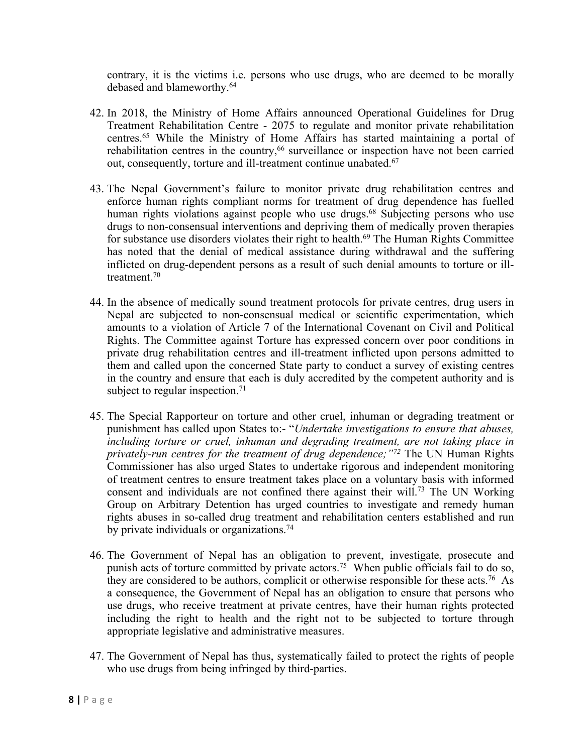contrary, it is the victims i.e. persons who use drugs, who are deemed to be morally debased and blameworthy.[64]

42. In 2018, the Ministry of Home Affairs announced Operational Guidelines for Drug Treatment Rehabilitation Centre - 2075 to regulate and monitor private rehabilitation centres.[65] While the Ministry of Home Affairs has started maintaining a portal of rehabilitation centres in the country,[66] surveillance or inspection have not been carried out, consequently, torture and ill-treatment continue unabated.[67]

43. The Nepal Government's failure to monitor private drug rehabilitation centres and enforce human rights compliant norms for treatment of drug dependence has fuelled human rights violations against people who use drugs.[68] Subjecting persons who use drugs to non-consensual interventions and depriving them of medically proven therapies for substance use disorders violates their right to health.[69] The Human Rights Committee has noted that the denial of medical assistance during withdrawal and the suffering inflicted on drug-dependent persons as a result of such denial amounts to torture or ill-treatment.[70]

44. In the absence of medically sound treatment protocols for private centres, drug users in Nepal are subjected to non-consensual medical or scientific experimentation, which amounts to a violation of Article 7 of the International Covenant on Civil and Political Rights. The Committee against Torture has expressed concern over poor conditions in private drug rehabilitation centres and ill-treatment inflicted upon persons admitted to them and called upon the concerned State party to conduct a survey of existing centres in the country and ensure that each is duly accredited by the competent authority and is subject to regular inspection.[71]

45. The Special Rapporteur on torture and other cruel, inhuman or degrading treatment or punishment has called upon States to:- "*Undertake investigations to ensure that abuses, including torture or cruel, inhuman and degrading treatment, are not taking place in privately-run centres for the treatment of drug dependence;"*[72] The UN Human Rights Commissioner has also urged States to undertake rigorous and independent monitoring of treatment centres to ensure treatment takes place on a voluntary basis with informed consent and individuals are not confined there against their will.[73] The UN Working Group on Arbitrary Detention has urged countries to investigate and remedy human rights abuses in so-called drug treatment and rehabilitation centers established and run by private individuals or organizations.[74]

46. The Government of Nepal has an obligation to prevent, investigate, prosecute and punish acts of torture committed by private actors.[75] When public officials fail to do so, they are considered to be authors, complicit or otherwise responsible for these acts.[76] As a consequence, the Government of Nepal has an obligation to ensure that persons who use drugs, who receive treatment at private centres, have their human rights protected including the right to health and the right not to be subjected to torture through appropriate legislative and administrative measures.

47. The Government of Nepal has thus, systematically failed to protect the rights of people who use drugs from being infringed by third-parties.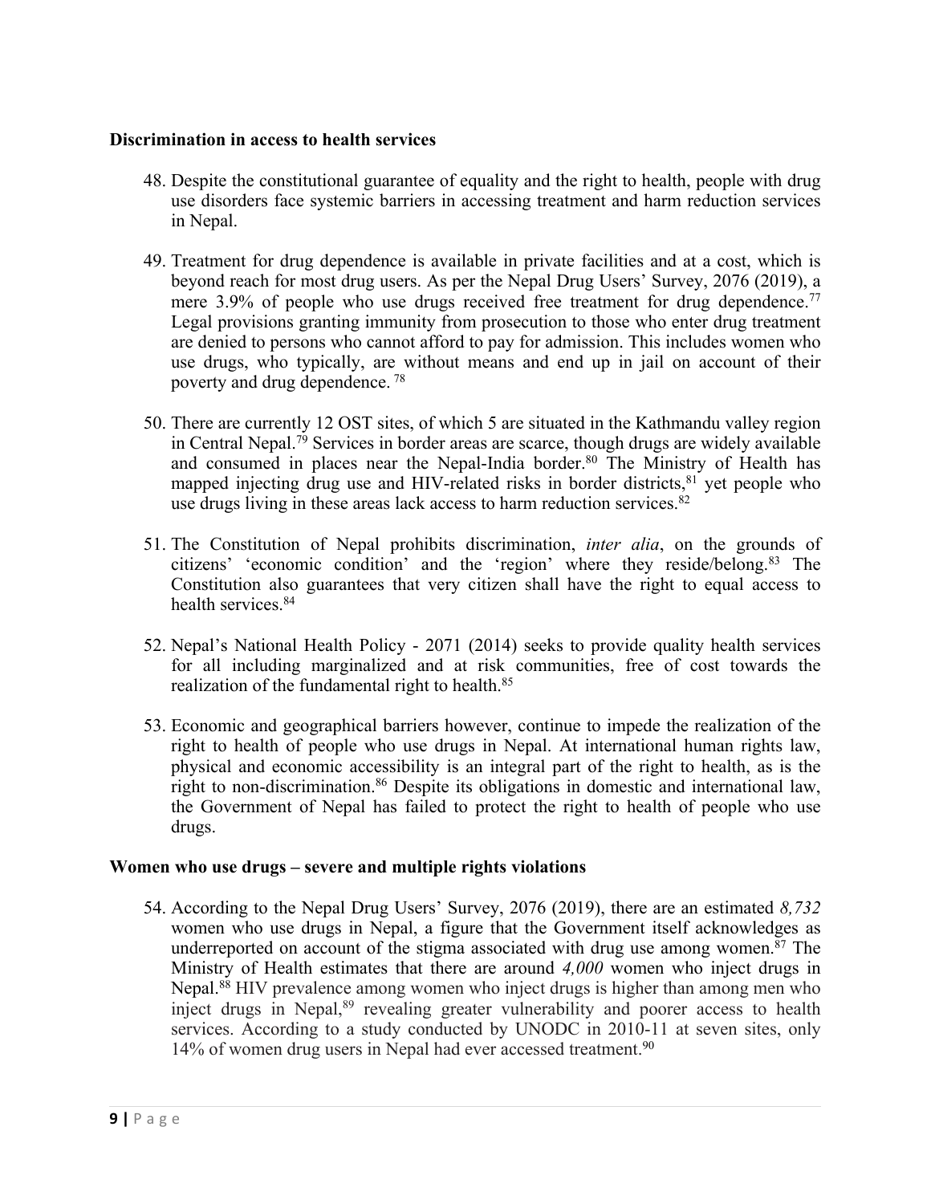**Discrimination in access to health services**

48. Despite the constitutional guarantee of equality and the right to health, people with drug use disorders face systemic barriers in accessing treatment and harm reduction services in Nepal.

49. Treatment for drug dependence is available in private facilities and at a cost, which is beyond reach for most drug users. As per the Nepal Drug Users' Survey, 2076 (2019), a mere 3.9% of people who use drugs received free treatment for drug dependence.[77] Legal provisions granting immunity from prosecution to those who enter drug treatment are denied to persons who cannot afford to pay for admission. This includes women who use drugs, who typically, are without means and end up in jail on account of their poverty and drug dependence. [78]

50. There are currently 12 OST sites, of which 5 are situated in the Kathmandu valley region in Central Nepal.[79] Services in border areas are scarce, though drugs are widely available and consumed in places near the Nepal-India border.[80] The Ministry of Health has mapped injecting drug use and HIV-related risks in border districts,[81] yet people who use drugs living in these areas lack access to harm reduction services.[82]

51. The Constitution of Nepal prohibits discrimination, *inter alia*, on the grounds of citizens' 'economic condition' and the 'region' where they reside/belong.[83] The Constitution also guarantees that very citizen shall have the right to equal access to health services.[84]

52. Nepal's National Health Policy - 2071 (2014) seeks to provide quality health services for all including marginalized and at risk communities, free of cost towards the realization of the fundamental right to health.[85]

53. Economic and geographical barriers however, continue to impede the realization of the right to health of people who use drugs in Nepal. At international human rights law, physical and economic accessibility is an integral part of the right to health, as is the right to non-discrimination.[86] Despite its obligations in domestic and international law, the Government of Nepal has failed to protect the right to health of people who use drugs.

**Women who use drugs – severe and multiple rights violations**

54. According to the Nepal Drug Users' Survey, 2076 (2019), there are an estimated *8,732* women who use drugs in Nepal, a figure that the Government itself acknowledges as underreported on account of the stigma associated with drug use among women.[87] The Ministry of Health estimates that there are around *4,000* women who inject drugs in Nepal.[88] HIV prevalence among women who inject drugs is higher than among men who inject drugs in Nepal,[89] revealing greater vulnerability and poorer access to health services. According to a study conducted by UNODC in 2010-11 at seven sites, only 14% of women drug users in Nepal had ever accessed treatment.[90]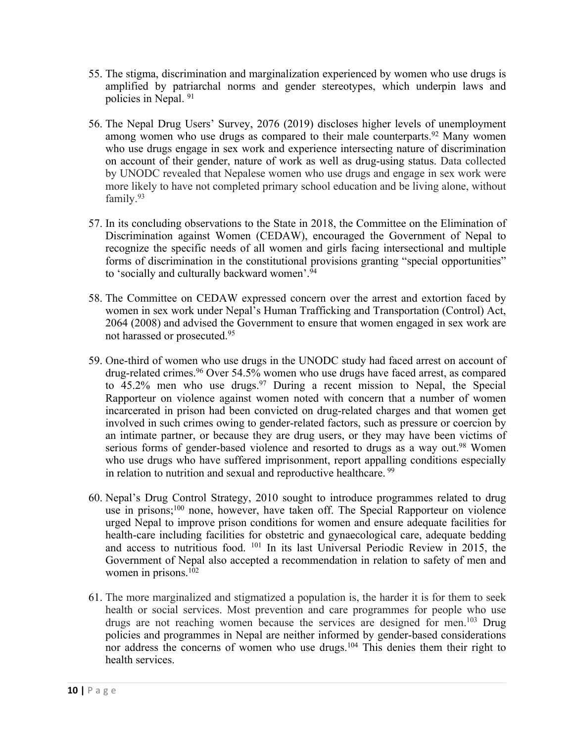55. The stigma, discrimination and marginalization experienced by women who use drugs is amplified by patriarchal norms and gender stereotypes, which underpin laws and policies in Nepal. [91]

56. The Nepal Drug Users' Survey, 2076 (2019) discloses higher levels of unemployment among women who use drugs as compared to their male counterparts.[92] Many women who use drugs engage in sex work and experience intersecting nature of discrimination on account of their gender, nature of work as well as drug-using status. Data collected by UNODC revealed that Nepalese women who use drugs and engage in sex work were more likely to have not completed primary school education and be living alone, without family.[93]

57. In its concluding observations to the State in 2018, the Committee on the Elimination of Discrimination against Women (CEDAW), encouraged the Government of Nepal to recognize the specific needs of all women and girls facing intersectional and multiple forms of discrimination in the constitutional provisions granting "special opportunities" to 'socially and culturally backward women'.[94]

58. The Committee on CEDAW expressed concern over the arrest and extortion faced by women in sex work under Nepal's Human Trafficking and Transportation (Control) Act, 2064 (2008) and advised the Government to ensure that women engaged in sex work are not harassed or prosecuted.[95]

59. One-third of women who use drugs in the UNODC study had faced arrest on account of drug-related crimes.[96] Over 54.5% women who use drugs have faced arrest, as compared to 45.2% men who use drugs.[97] During a recent mission to Nepal, the Special Rapporteur on violence against women noted with concern that a number of women incarcerated in prison had been convicted on drug-related charges and that women get involved in such crimes owing to gender-related factors, such as pressure or coercion by an intimate partner, or because they are drug users, or they may have been victims of serious forms of gender-based violence and resorted to drugs as a way out.[98] Women who use drugs who have suffered imprisonment, report appalling conditions especially in relation to nutrition and sexual and reproductive healthcare. [99]

60. Nepal's Drug Control Strategy, 2010 sought to introduce programmes related to drug use in prisons;[100] none, however, have taken off. The Special Rapporteur on violence urged Nepal to improve prison conditions for women and ensure adequate facilities for health-care including facilities for obstetric and gynaecological care, adequate bedding and access to nutritious food. [101] In its last Universal Periodic Review in 2015, the Government of Nepal also accepted a recommendation in relation to safety of men and women in prisons.[102]

61. The more marginalized and stigmatized a population is, the harder it is for them to seek health or social services. Most prevention and care programmes for people who use drugs are not reaching women because the services are designed for men.[103] Drug policies and programmes in Nepal are neither informed by gender-based considerations nor address the concerns of women who use drugs.[104] This denies them their right to health services.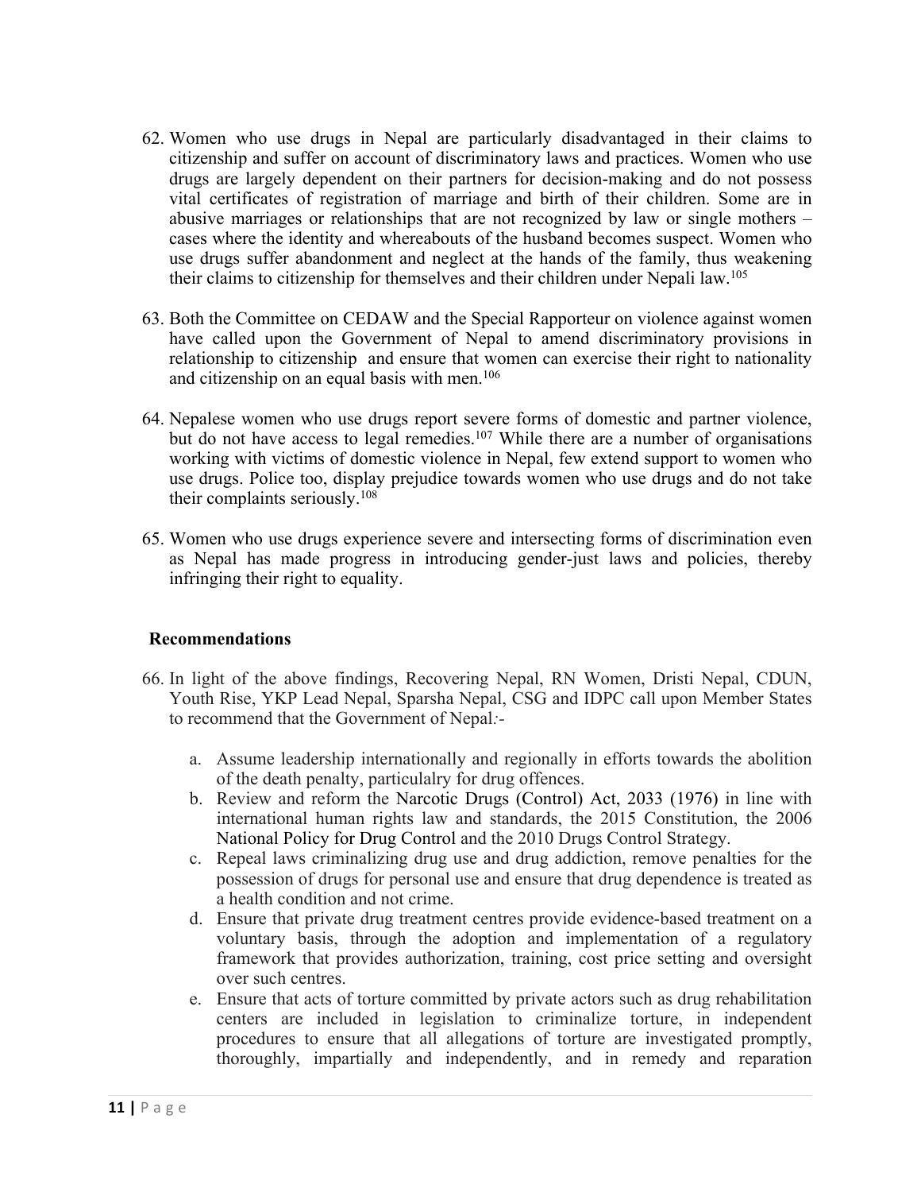62. Women who use drugs in Nepal are particularly disadvantaged in their claims to citizenship and suffer on account of discriminatory laws and practices. Women who use drugs are largely dependent on their partners for decision-making and do not possess vital certificates of registration of marriage and birth of their children. Some are in abusive marriages or relationships that are not recognized by law or single mothers – cases where the identity and whereabouts of the husband becomes suspect. Women who use drugs suffer abandonment and neglect at the hands of the family, thus weakening their claims to citizenship for themselves and their children under Nepali law.[105]

63. Both the Committee on CEDAW and the Special Rapporteur on violence against women have called upon the Government of Nepal to amend discriminatory provisions in relationship to citizenship and ensure that women can exercise their right to nationality and citizenship on an equal basis with men.[106]

64. Nepalese women who use drugs report severe forms of domestic and partner violence, but do not have access to legal remedies.[107] While there are a number of organisations working with victims of domestic violence in Nepal, few extend support to women who use drugs. Police too, display prejudice towards women who use drugs and do not take their complaints seriously.[108]

65. Women who use drugs experience severe and intersecting forms of discrimination even as Nepal has made progress in introducing gender-just laws and policies, thereby infringing their right to equality.

## Recommendations

66. In light of the above findings, Recovering Nepal, RN Women, Dristi Nepal, CDUN, Youth Rise, YKP Lead Nepal, Sparsha Nepal, CSG and IDPC call upon Member States to recommend that the Government of Nepal:-

    a. Assume leadership internationally and regionally in efforts towards the abolition of the death penalty, particulalry for drug offences.
    b. Review and reform the Narcotic Drugs (Control) Act, 2033 (1976) in line with international human rights law and standards, the 2015 Constitution, the 2006 National Policy for Drug Control and the 2010 Drugs Control Strategy.
    c. Repeal laws criminalizing drug use and drug addiction, remove penalties for the possession of drugs for personal use and ensure that drug dependence is treated as a health condition and not crime.
    d. Ensure that private drug treatment centres provide evidence-based treatment on a voluntary basis, through the adoption and implementation of a regulatory framework that provides authorization, training, cost price setting and oversight over such centres.
    e. Ensure that acts of torture committed by private actors such as drug rehabilitation centers are included in legislation to criminalize torture, in independent procedures to ensure that all allegations of torture are investigated promptly, thoroughly, impartially and independently, and in remedy and reparation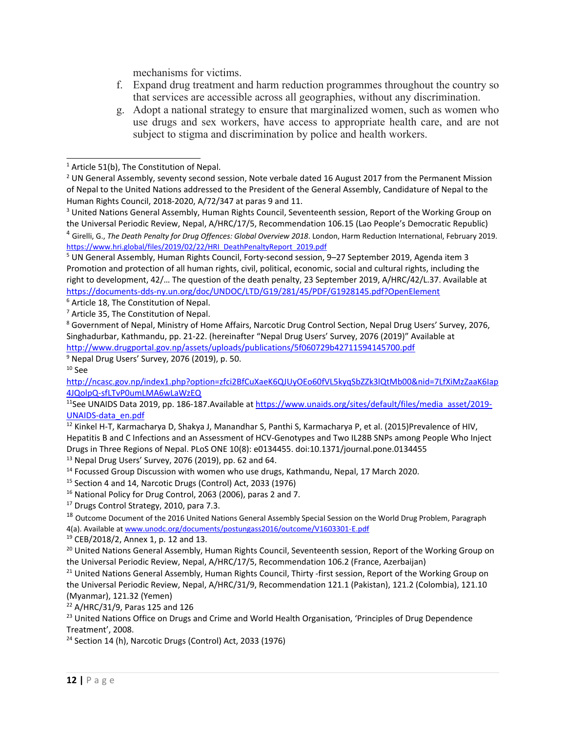mechanisms for victims.

f. Expand drug treatment and harm reduction programmes throughout the country so that services are accessible across all geographies, without any discrimination.

g. Adopt a national strategy to ensure that marginalized women, such as women who use drugs and sex workers, have access to appropriate health care, and are not subject to stigma and discrimination by police and health workers.

---

[1] Article 51(b), The Constitution of Nepal.

[2] UN General Assembly, seventy second session, Note verbale dated 16 August 2017 from the Permanent Mission of Nepal to the United Nations addressed to the President of the General Assembly, Candidature of Nepal to the Human Rights Council, 2018-2020, A/72/347 at paras 9 and 11.

[3] United Nations General Assembly, Human Rights Council, Seventeenth session, Report of the Working Group on the Universal Periodic Review, Nepal, A/HRC/17/5, Recommendation 106.15 (Lao People's Democratic Republic)

[4] Girelli, G., *The Death Penalty for Drug Offences: Global Overview 2018*. London, Harm Reduction International, February 2019. https://www.hri.global/files/2019/02/22/HRI_DeathPenaltyReport_2019.pdf

[5] UN General Assembly, Human Rights Council, Forty-second session, 9–27 September 2019, Agenda item 3 Promotion and protection of all human rights, civil, political, economic, social and cultural rights, including the right to development, 42/… The question of the death penalty, 23 September 2019, A/HRC/42/L.37. Available at https://documents-dds-ny.un.org/doc/UNDOC/LTD/G19/281/45/PDF/G1928145.pdf?OpenElement

[6] Article 18, The Constitution of Nepal.

[7] Article 35, The Constitution of Nepal.

[8] Government of Nepal, Ministry of Home Affairs, Narcotic Drug Control Section, Nepal Drug Users' Survey, 2076, Singhadurbar, Kathmandu, pp. 21-22. (hereinafter "Nepal Drug Users' Survey, 2076 (2019)" Available at http://www.drugportal.gov.np/assets/uploads/publications/5f060729b42711594145700.pdf

[9] Nepal Drug Users' Survey, 2076 (2019), p. 50.

[10] See http://ncasc.gov.np/index1.php?option=zfci2BfCuXaeK6QJUyOEo60fVL5kyqSbZZk3lQtMb00&nid=7LfXiMzZaaK6Iap4JQolpQ-sfLTvP0umLMA6wLaWzEQ

[11]See UNAIDS Data 2019, pp. 186-187.Available at https://www.unaids.org/sites/default/files/media_asset/2019-UNAIDS-data_en.pdf

[12] Kinkel H-T, Karmacharya D, Shakya J, Manandhar S, Panthi S, Karmacharya P, et al. (2015)Prevalence of HIV, Hepatitis B and C Infections and an Assessment of HCV-Genotypes and Two IL28B SNPs among People Who Inject Drugs in Three Regions of Nepal. PLoS ONE 10(8): e0134455. doi:10.1371/journal.pone.0134455

[13] Nepal Drug Users' Survey, 2076 (2019), pp. 62 and 64.

[14] Focussed Group Discussion with women who use drugs, Kathmandu, Nepal, 17 March 2020.

[15] Section 4 and 14, Narcotic Drugs (Control) Act, 2033 (1976)

[16] National Policy for Drug Control, 2063 (2006), paras 2 and 7.

[17] Drugs Control Strategy, 2010, para 7.3.

[18] Outcome Document of the 2016 United Nations General Assembly Special Session on the World Drug Problem, Paragraph 4(a). Available at www.unodc.org/documents/postungass2016/outcome/V1603301-E.pdf

[19] CEB/2018/2, Annex 1, p. 12 and 13.

[20] United Nations General Assembly, Human Rights Council, Seventeenth session, Report of the Working Group on the Universal Periodic Review, Nepal, A/HRC/17/5, Recommendation 106.2 (France, Azerbaijan)

[21] United Nations General Assembly, Human Rights Council, Thirty -first session, Report of the Working Group on the Universal Periodic Review, Nepal, A/HRC/31/9, Recommendation 121.1 (Pakistan), 121.2 (Colombia), 121.10 (Myanmar), 121.32 (Yemen)

[22] A/HRC/31/9, Paras 125 and 126

[23] United Nations Office on Drugs and Crime and World Health Organisation, 'Principles of Drug Dependence Treatment', 2008.

[24] Section 14 (h), Narcotic Drugs (Control) Act, 2033 (1976)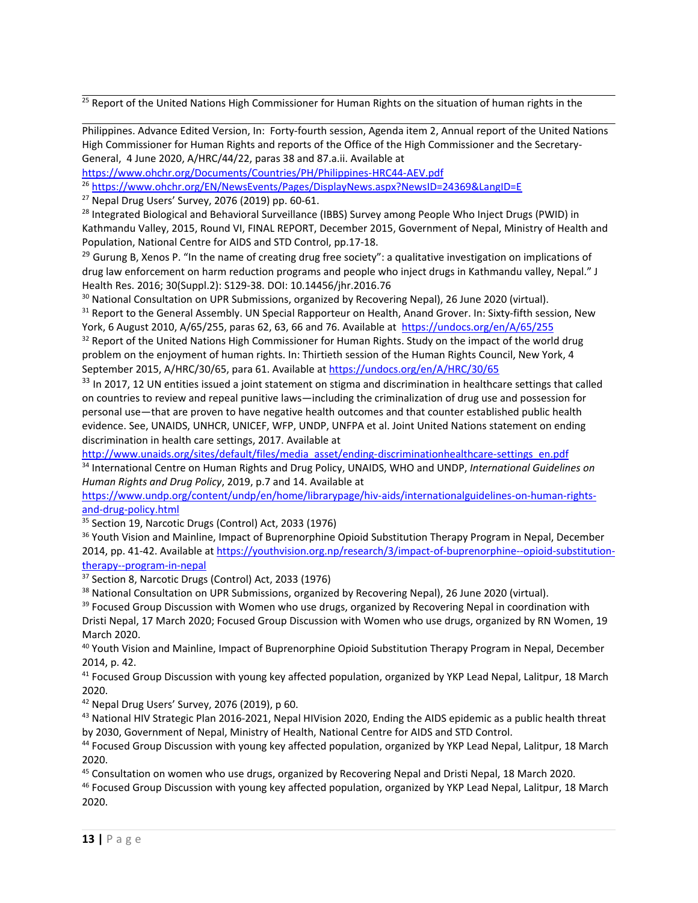[25] Report of the United Nations High Commissioner for Human Rights on the situation of human rights in the Philippines. Advance Edited Version, In: Forty-fourth session, Agenda item 2, Annual report of the United Nations High Commissioner for Human Rights and reports of the Office of the High Commissioner and the Secretary-General, 4 June 2020, A/HRC/44/22, paras 38 and 87.a.ii. Available at https://www.ohchr.org/Documents/Countries/PH/Philippines-HRC44-AEV.pdf

[26] https://www.ohchr.org/EN/NewsEvents/Pages/DisplayNews.aspx?NewsID=24369&LangID=E

[27] Nepal Drug Users' Survey, 2076 (2019) pp. 60-61.

[28] Integrated Biological and Behavioral Surveillance (IBBS) Survey among People Who Inject Drugs (PWID) in Kathmandu Valley, 2015, Round VI, FINAL REPORT, December 2015, Government of Nepal, Ministry of Health and Population, National Centre for AIDS and STD Control, pp.17-18.

[29] Gurung B, Xenos P. "In the name of creating drug free society": a qualitative investigation on implications of drug law enforcement on harm reduction programs and people who inject drugs in Kathmandu valley, Nepal." J Health Res. 2016; 30(Suppl.2): S129-38. DOI: 10.14456/jhr.2016.76

[30] National Consultation on UPR Submissions, organized by Recovering Nepal), 26 June 2020 (virtual).

[31] Report to the General Assembly. UN Special Rapporteur on Health, Anand Grover. In: Sixty-fifth session, New York, 6 August 2010, A/65/255, paras 62, 63, 66 and 76. Available at https://undocs.org/en/A/65/255

[32] Report of the United Nations High Commissioner for Human Rights. Study on the impact of the world drug problem on the enjoyment of human rights. In: Thirtieth session of the Human Rights Council, New York, 4 September 2015, A/HRC/30/65, para 61. Available at https://undocs.org/en/A/HRC/30/65

[33] In 2017, 12 UN entities issued a joint statement on stigma and discrimination in healthcare settings that called on countries to review and repeal punitive laws—including the criminalization of drug use and possession for personal use—that are proven to have negative health outcomes and that counter established public health evidence. See, UNAIDS, UNHCR, UNICEF, WFP, UNDP, UNFPA et al. Joint United Nations statement on ending discrimination in health care settings, 2017. Available at http://www.unaids.org/sites/default/files/media_asset/ending-discriminationhealthcare-settings_en.pdf

[34] International Centre on Human Rights and Drug Policy, UNAIDS, WHO and UNDP, *International Guidelines on Human Rights and Drug Policy*, 2019, p.7 and 14. Available at https://www.undp.org/content/undp/en/home/librarypage/hiv-aids/internationalguidelines-on-human-rights-and-drug-policy.html

[35] Section 19, Narcotic Drugs (Control) Act, 2033 (1976)

[36] Youth Vision and Mainline, Impact of Buprenorphine Opioid Substitution Therapy Program in Nepal, December 2014, pp. 41-42. Available at https://youthvision.org.np/research/3/impact-of-buprenorphine--opioid-substitution-therapy--program-in-nepal

[37] Section 8, Narcotic Drugs (Control) Act, 2033 (1976)

[38] National Consultation on UPR Submissions, organized by Recovering Nepal), 26 June 2020 (virtual).

[39] Focused Group Discussion with Women who use drugs, organized by Recovering Nepal in coordination with Dristi Nepal, 17 March 2020; Focused Group Discussion with Women who use drugs, organized by RN Women, 19 March 2020.

[40] Youth Vision and Mainline, Impact of Buprenorphine Opioid Substitution Therapy Program in Nepal, December 2014, p. 42.

[41] Focused Group Discussion with young key affected population, organized by YKP Lead Nepal, Lalitpur, 18 March 2020.

[42] Nepal Drug Users' Survey, 2076 (2019), p 60.

[43] National HIV Strategic Plan 2016-2021, Nepal HIVision 2020, Ending the AIDS epidemic as a public health threat by 2030, Government of Nepal, Ministry of Health, National Centre for AIDS and STD Control.

[44] Focused Group Discussion with young key affected population, organized by YKP Lead Nepal, Lalitpur, 18 March 2020.

[45] Consultation on women who use drugs, organized by Recovering Nepal and Dristi Nepal, 18 March 2020.

[46] Focused Group Discussion with young key affected population, organized by YKP Lead Nepal, Lalitpur, 18 March 2020.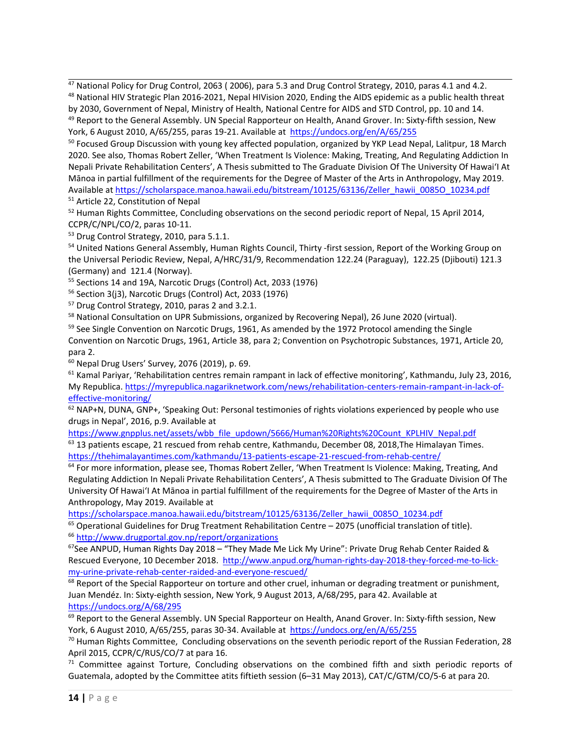[47] National Policy for Drug Control, 2063 ( 2006), para 5.3 and Drug Control Strategy, 2010, paras 4.1 and 4.2.

[48] National HIV Strategic Plan 2016-2021, Nepal HIVision 2020, Ending the AIDS epidemic as a public health threat by 2030, Government of Nepal, Ministry of Health, National Centre for AIDS and STD Control, pp. 10 and 14.

[49] Report to the General Assembly. UN Special Rapporteur on Health, Anand Grover. In: Sixty-fifth session, New York, 6 August 2010, A/65/255, paras 19-21. Available at https://undocs.org/en/A/65/255

[50] Focused Group Discussion with young key affected population, organized by YKP Lead Nepal, Lalitpur, 18 March 2020. See also, Thomas Robert Zeller, 'When Treatment Is Violence: Making, Treating, And Regulating Addiction In Nepali Private Rehabilitation Centers', A Thesis submitted to The Graduate Division Of The University Of Hawai'I At Mānoa in partial fulfillment of the requirements for the Degree of Master of the Arts in Anthropology, May 2019. Available at https://scholarspace.manoa.hawaii.edu/bitstream/10125/63136/Zeller_hawii_0085O_10234.pdf

[51] Article 22, Constitution of Nepal

[52] Human Rights Committee, Concluding observations on the second periodic report of Nepal, 15 April 2014, CCPR/C/NPL/CO/2, paras 10-11.

[53] Drug Control Strategy, 2010, para 5.1.1.

[54] United Nations General Assembly, Human Rights Council, Thirty -first session, Report of the Working Group on the Universal Periodic Review, Nepal, A/HRC/31/9, Recommendation 122.24 (Paraguay), 122.25 (Djibouti) 121.3 (Germany) and 121.4 (Norway).

[55] Sections 14 and 19A, Narcotic Drugs (Control) Act, 2033 (1976)

[56] Section 3(j3), Narcotic Drugs (Control) Act, 2033 (1976)

[57] Drug Control Strategy, 2010, paras 2 and 3.2.1.

[58] National Consultation on UPR Submissions, organized by Recovering Nepal), 26 June 2020 (virtual).

[59] See Single Convention on Narcotic Drugs, 1961, As amended by the 1972 Protocol amending the Single Convention on Narcotic Drugs, 1961, Article 38, para 2; Convention on Psychotropic Substances, 1971, Article 20, para 2.

[60] Nepal Drug Users' Survey, 2076 (2019), p. 69.

[61] Kamal Pariyar, 'Rehabilitation centres remain rampant in lack of effective monitoring', Kathmandu, July 23, 2016, My Republica. https://myrepublica.nagariknetwork.com/news/rehabilitation-centers-remain-rampant-in-lack-of-effective-monitoring/

[62] NAP+N, DUNA, GNP+, 'Speaking Out: Personal testimonies of rights violations experienced by people who use drugs in Nepal', 2016, p.9. Available at https://www.gnpplus.net/assets/wbb_file_updown/5666/Human%20Rights%20Count_KPLHIV_Nepal.pdf

[63] 13 patients escape, 21 rescued from rehab centre, Kathmandu, December 08, 2018,The Himalayan Times. https://thehimalayantimes.com/kathmandu/13-patients-escape-21-rescued-from-rehab-centre/

[64] For more information, please see, Thomas Robert Zeller, 'When Treatment Is Violence: Making, Treating, And Regulating Addiction In Nepali Private Rehabilitation Centers', A Thesis submitted to The Graduate Division Of The University Of Hawai'I At Mānoa in partial fulfillment of the requirements for the Degree of Master of the Arts in Anthropology, May 2019. Available at https://scholarspace.manoa.hawaii.edu/bitstream/10125/63136/Zeller_hawii_0085O_10234.pdf

[65] Operational Guidelines for Drug Treatment Rehabilitation Centre – 2075 (unofficial translation of title).

[66] http://www.drugportal.gov.np/report/organizations

[67] See ANPUD, Human Rights Day 2018 – "They Made Me Lick My Urine": Private Drug Rehab Center Raided & Rescued Everyone, 10 December 2018. http://www.anpud.org/human-rights-day-2018-they-forced-me-to-lick-my-urine-private-rehab-center-raided-and-everyone-rescued/

[68] Report of the Special Rapporteur on torture and other cruel, inhuman or degrading treatment or punishment, Juan Mendéz. In: Sixty-eighth session, New York, 9 August 2013, A/68/295, para 42. Available at https://undocs.org/A/68/295

[69] Report to the General Assembly. UN Special Rapporteur on Health, Anand Grover. In: Sixty-fifth session, New York, 6 August 2010, A/65/255, paras 30-34. Available at https://undocs.org/en/A/65/255

[70] Human Rights Committee, Concluding observations on the seventh periodic report of the Russian Federation, 28 April 2015, CCPR/C/RUS/CO/7 at para 16.

[71] Committee against Torture, Concluding observations on the combined fifth and sixth periodic reports of Guatemala, adopted by the Committee atits fiftieth session (6–31 May 2013), CAT/C/GTM/CO/5-6 at para 20.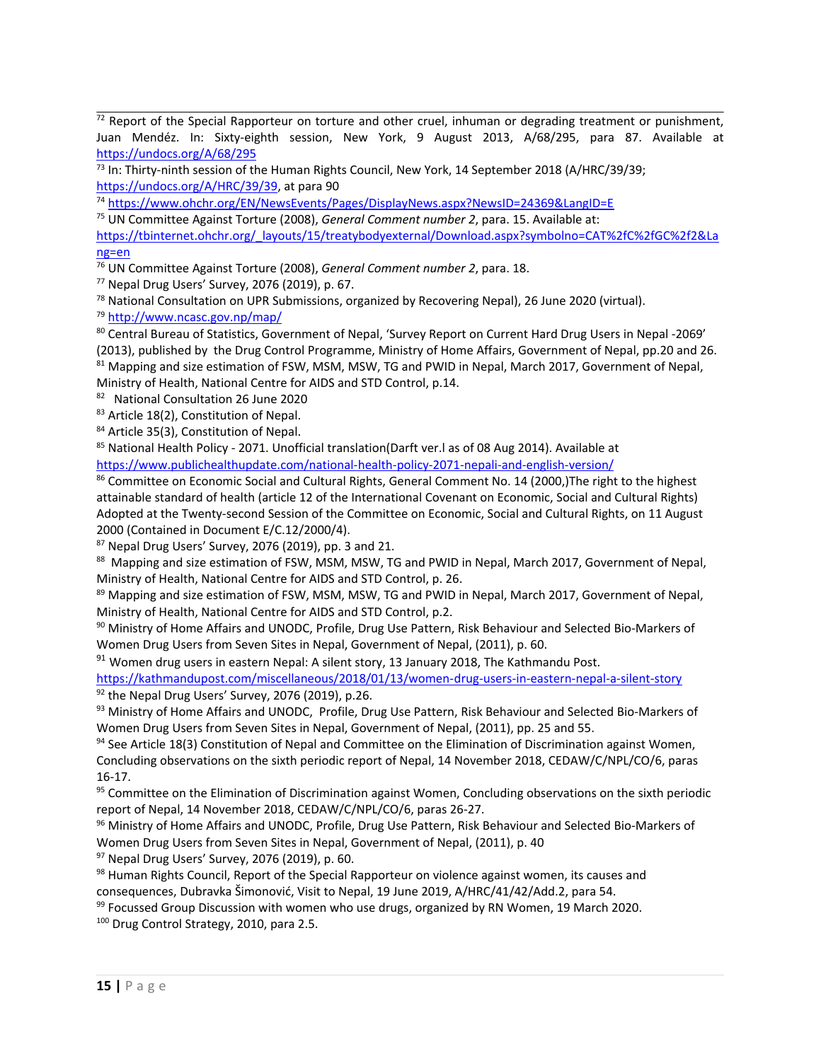[72] Report of the Special Rapporteur on torture and other cruel, inhuman or degrading treatment or punishment, Juan Mendéz. In: Sixty-eighth session, New York, 9 August 2013, A/68/295, para 87. Available at https://undocs.org/A/68/295

[73] In: Thirty-ninth session of the Human Rights Council, New York, 14 September 2018 (A/HRC/39/39; https://undocs.org/A/HRC/39/39, at para 90

[74] https://www.ohchr.org/EN/NewsEvents/Pages/DisplayNews.aspx?NewsID=24369&LangID=E

[75] UN Committee Against Torture (2008), *General Comment number 2*, para. 15. Available at: https://tbinternet.ohchr.org/_layouts/15/treatybodyexternal/Download.aspx?symbolno=CAT%2fC%2fGC%2f2&Lang=en

[76] UN Committee Against Torture (2008), *General Comment number 2*, para. 18.

[77] Nepal Drug Users' Survey, 2076 (2019), p. 67.

[78] National Consultation on UPR Submissions, organized by Recovering Nepal), 26 June 2020 (virtual).

[79] http://www.ncasc.gov.np/map/

[80] Central Bureau of Statistics, Government of Nepal, 'Survey Report on Current Hard Drug Users in Nepal -2069' (2013), published by the Drug Control Programme, Ministry of Home Affairs, Government of Nepal, pp.20 and 26.

[81] Mapping and size estimation of FSW, MSM, MSW, TG and PWID in Nepal, March 2017, Government of Nepal, Ministry of Health, National Centre for AIDS and STD Control, p.14.

[82] National Consultation 26 June 2020

[83] Article 18(2), Constitution of Nepal.

[84] Article 35(3), Constitution of Nepal.

[85] National Health Policy - 2071. Unofficial translation(Darft ver.l as of 08 Aug 2014). Available at https://www.publichealthupdate.com/national-health-policy-2071-nepali-and-english-version/

[86] Committee on Economic Social and Cultural Rights, General Comment No. 14 (2000,)The right to the highest attainable standard of health (article 12 of the International Covenant on Economic, Social and Cultural Rights) Adopted at the Twenty-second Session of the Committee on Economic, Social and Cultural Rights, on 11 August 2000 (Contained in Document E/C.12/2000/4).

[87] Nepal Drug Users' Survey, 2076 (2019), pp. 3 and 21.

[88] Mapping and size estimation of FSW, MSM, MSW, TG and PWID in Nepal, March 2017, Government of Nepal, Ministry of Health, National Centre for AIDS and STD Control, p. 26.

[89] Mapping and size estimation of FSW, MSM, MSW, TG and PWID in Nepal, March 2017, Government of Nepal, Ministry of Health, National Centre for AIDS and STD Control, p.2.

[90] Ministry of Home Affairs and UNODC, Profile, Drug Use Pattern, Risk Behaviour and Selected Bio-Markers of Women Drug Users from Seven Sites in Nepal, Government of Nepal, (2011), p. 60.

[91] Women drug users in eastern Nepal: A silent story, 13 January 2018, The Kathmandu Post. https://kathmandupost.com/miscellaneous/2018/01/13/women-drug-users-in-eastern-nepal-a-silent-story

[92] the Nepal Drug Users' Survey, 2076 (2019), p.26.

[93] Ministry of Home Affairs and UNODC, Profile, Drug Use Pattern, Risk Behaviour and Selected Bio-Markers of Women Drug Users from Seven Sites in Nepal, Government of Nepal, (2011), pp. 25 and 55.

[94] See Article 18(3) Constitution of Nepal and Committee on the Elimination of Discrimination against Women, Concluding observations on the sixth periodic report of Nepal, 14 November 2018, CEDAW/C/NPL/CO/6, paras 16-17.

[95] Committee on the Elimination of Discrimination against Women, Concluding observations on the sixth periodic report of Nepal, 14 November 2018, CEDAW/C/NPL/CO/6, paras 26-27.

[96] Ministry of Home Affairs and UNODC, Profile, Drug Use Pattern, Risk Behaviour and Selected Bio-Markers of Women Drug Users from Seven Sites in Nepal, Government of Nepal, (2011), p. 40

[97] Nepal Drug Users' Survey, 2076 (2019), p. 60.

[98] Human Rights Council, Report of the Special Rapporteur on violence against women, its causes and consequences, Dubravka Šimonović, Visit to Nepal, 19 June 2019, A/HRC/41/42/Add.2, para 54.

[99] Focussed Group Discussion with women who use drugs, organized by RN Women, 19 March 2020.

[100] Drug Control Strategy, 2010, para 2.5.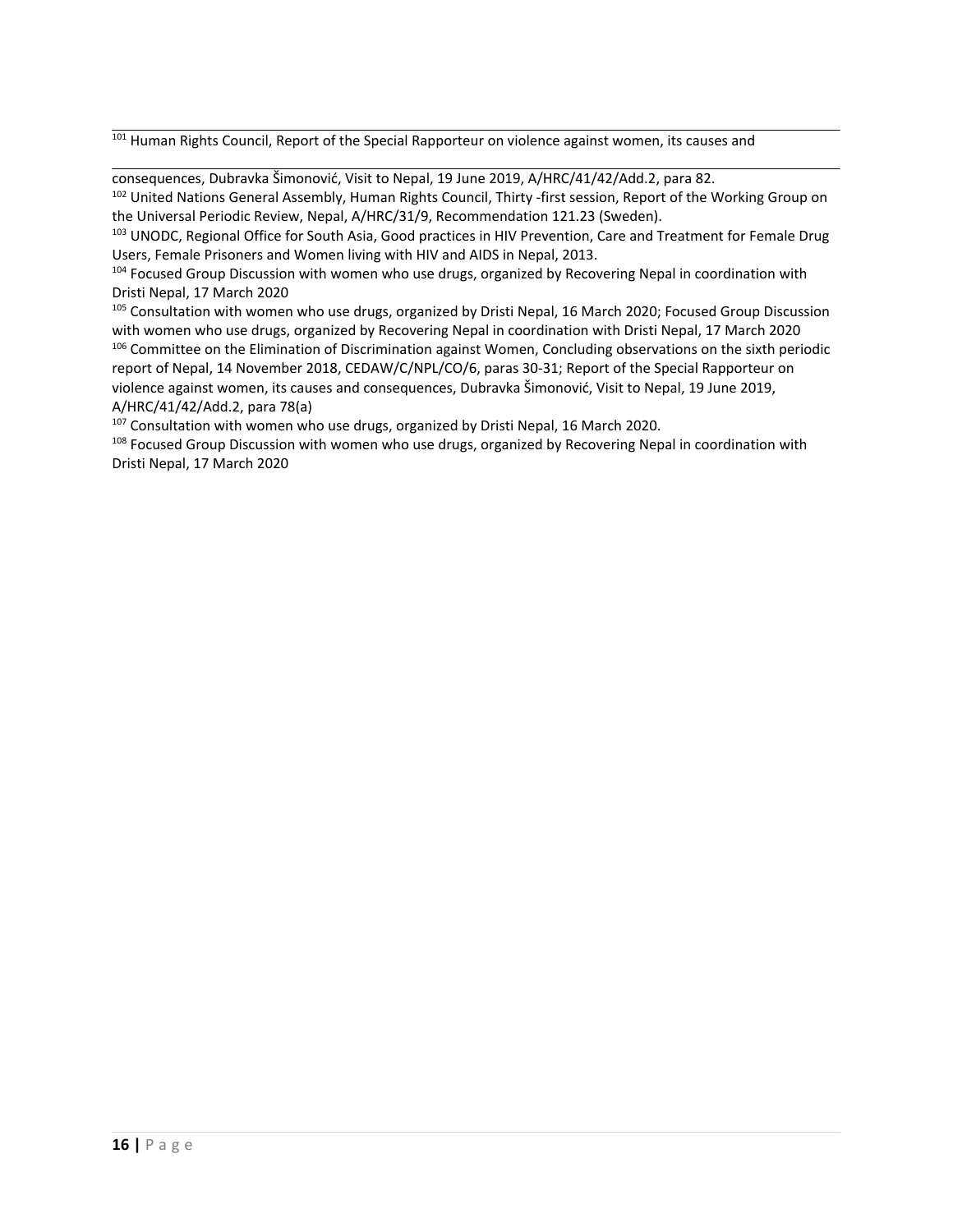[101] Human Rights Council, Report of the Special Rapporteur on violence against women, its causes and consequences, Dubravka Šimonović, Visit to Nepal, 19 June 2019, A/HRC/41/42/Add.2, para 82.

[102] United Nations General Assembly, Human Rights Council, Thirty -first session, Report of the Working Group on the Universal Periodic Review, Nepal, A/HRC/31/9, Recommendation 121.23 (Sweden).

[103] UNODC, Regional Office for South Asia, Good practices in HIV Prevention, Care and Treatment for Female Drug Users, Female Prisoners and Women living with HIV and AIDS in Nepal, 2013.

[104] Focused Group Discussion with women who use drugs, organized by Recovering Nepal in coordination with Dristi Nepal, 17 March 2020

[105] Consultation with women who use drugs, organized by Dristi Nepal, 16 March 2020; Focused Group Discussion with women who use drugs, organized by Recovering Nepal in coordination with Dristi Nepal, 17 March 2020

[106] Committee on the Elimination of Discrimination against Women, Concluding observations on the sixth periodic report of Nepal, 14 November 2018, CEDAW/C/NPL/CO/6, paras 30-31; Report of the Special Rapporteur on violence against women, its causes and consequences, Dubravka Šimonović, Visit to Nepal, 19 June 2019, A/HRC/41/42/Add.2, para 78(a)

[107] Consultation with women who use drugs, organized by Dristi Nepal, 16 March 2020.

[108] Focused Group Discussion with women who use drugs, organized by Recovering Nepal in coordination with Dristi Nepal, 17 March 2020